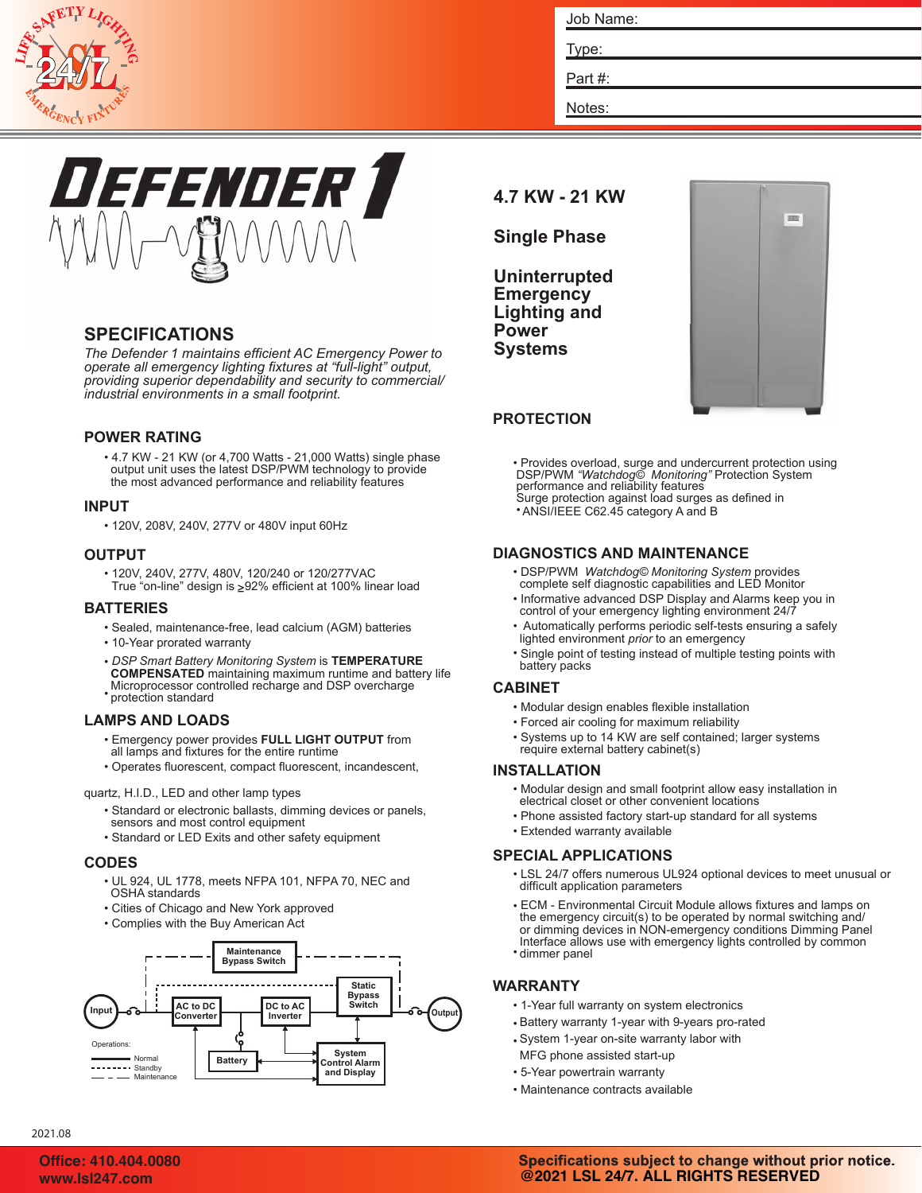Job Name:

Type:

Part #:

Notes:

# DEFENDER 1

## SPECIFICATIONS

*The Defender 1 maintains efficient AC Emergency Power to operate all emergency lighting fixtures at "full-light" output, providing superior dependability and security to commercial/industrial environments in a small footprint.*

### POWER RATING

- 4.7 KW - 21 KW (or 4,700 Watts - 21,000 Watts) single phase output unit uses the latest DSP/PWM technology to provide the most advanced performance and reliability features

### INPUT

- 120V, 208V, 240V, 277V or 480V input 60Hz

### OUTPUT

- 120V, 240V, 277V, 480V, 120/240 or 120/277VAC True "on-line" design is ≥92% efficient at 100% linear load

### BATTERIES

- Sealed, maintenance-free, lead calcium (AGM) batteries
- 10-Year prorated warranty
- *DSP Smart Battery Monitoring System* is **TEMPERATURE COMPENSATED** maintaining maximum runtime and battery life
- Microprocessor controlled recharge and DSP overcharge protection standard

### LAMPS AND LOADS

- Emergency power provides **FULL LIGHT OUTPUT** from all lamps and fixtures for the entire runtime
- Operates fluorescent, compact fluorescent, incandescent, quartz, H.I.D., LED and other lamp types
- Standard or electronic ballasts, dimming devices or panels, sensors and most control equipment
- Standard or LED Exits and other safety equipment

### CODES

- UL 924, UL 1778, meets NFPA 101, NFPA 70, NEC and OSHA standards
- Cities of Chicago and New York approved
- Complies with the Buy American Act

Maintenance Bypass Switch · Input · AC to DC Converter · DC to AC Inverter · Static Bypass Switch · Output · Battery · System Control Alarm and Display

Operations: Normal · Standby · Maintenance

## 4.7 KW - 21 KW

## Single Phase

## Uninterrupted Emergency Lighting and Power Systems

### PROTECTION

- Provides overload, surge and undercurrent protection using DSP/PWM *"Watchdog© Monitoring"* Protection System performance and reliability features
- Surge protection against load surges as defined in ANSI/IEEE C62.45 category A and B

### DIAGNOSTICS AND MAINTENANCE

- DSP/PWM *Watchdog© Monitoring System* provides complete self diagnostic capabilities and LED Monitor
- Informative advanced DSP Display and Alarms keep you in control of your emergency lighting environment 24/7
- Automatically performs periodic self-tests ensuring a safely lighted environment *prior* to an emergency
- Single point of testing instead of multiple testing points with battery packs

### CABINET

- Modular design enables flexible installation
- Forced air cooling for maximum reliability
- Systems up to 14 KW are self contained; larger systems require external battery cabinet(s)

### INSTALLATION

- Modular design and small footprint allow easy installation in electrical closet or other convenient locations
- Phone assisted factory start-up standard for all systems
- Extended warranty available

### SPECIAL APPLICATIONS

- LSL 24/7 offers numerous UL924 optional devices to meet unusual or difficult application parameters
- ECM - Environmental Circuit Module allows fixtures and lamps on the emergency circuit(s) to be operated by normal switching and/or dimming devices in NON-emergency conditions
- Dimming Panel Interface allows use with emergency lights controlled by common dimmer panel

### WARRANTY

- 1-Year full warranty on system electronics
- Battery warranty 1-year with 9-years pro-rated
- System 1-year on-site warranty labor with MFG phone assisted start-up
- 5-Year powertrain warranty
- Maintenance contracts available

2021.08

Office: 410.404.0080
www.lsl247.com

Specifications subject to change without prior notice.
@2021 LSL 24/7. ALL RIGHTS RESERVED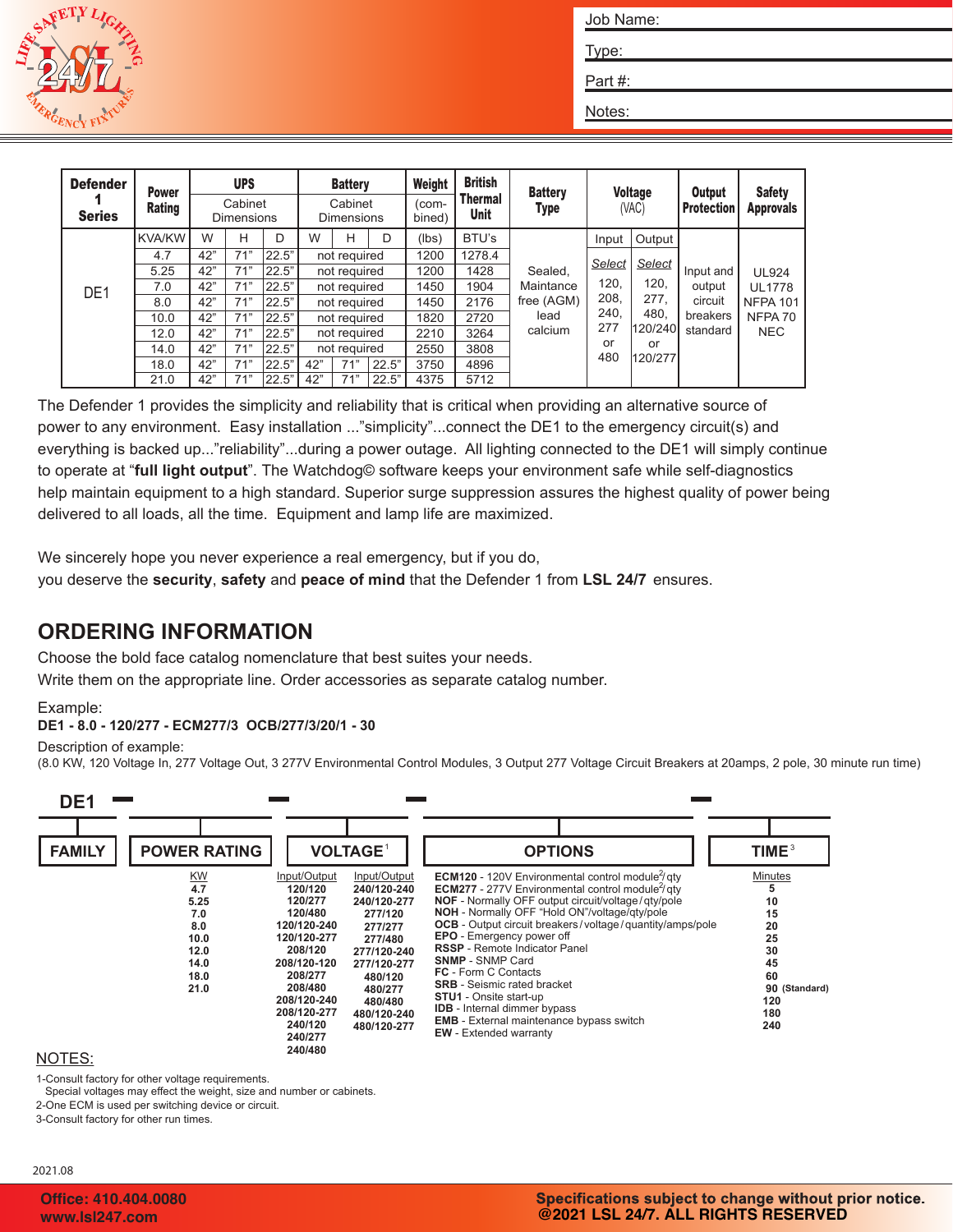Job Name:

Type:

Part #:

Notes:

| Defender 1 Series | Power Rating | UPS Cabinet Dimensions | | | Battery Cabinet Dimensions | | | Weight (combined) | British Thermal Unit | Battery Type | Voltage (VAC) | | Output Protection | Safety Approvals |
|---|---|---|---|---|---|---|---|---|---|---|---|---|---|---|
| | KVA/KW | W | H | D | W | H | D | (lbs) | BTU's | | Input | Output | | |
| DE1 | 4.7 | 42" | 71" | 22.5" | not required | | | 1200 | 1278.4 | Sealed, Maintance free (AGM) lead calcium | *Select* 120, 208, 240, 277 or 480 | *Select* 120, 277, 480, 120/240 or 120/277 | Input and output circuit breakers standard | UL924 UL1778 NFPA 101 NFPA 70 NEC |
| | 5.25 | 42" | 71" | 22.5" | not required | | | 1200 | 1428 | | | | | |
| | 7.0 | 42" | 71" | 22.5" | not required | | | 1450 | 1904 | | | | | |
| | 8.0 | 42" | 71" | 22.5" | not required | | | 1450 | 2176 | | | | | |
| | 10.0 | 42" | 71" | 22.5" | not required | | | 1820 | 2720 | | | | | |
| | 12.0 | 42" | 71" | 22.5" | not required | | | 2210 | 3264 | | | | | |
| | 14.0 | 42" | 71" | 22.5" | not required | | | 2550 | 3808 | | | | | |
| | 18.0 | 42" | 71" | 22.5" | 42" | 71" | 22.5" | 3750 | 4896 | | | | | |
| | 21.0 | 42" | 71" | 22.5" | 42" | 71" | 22.5" | 4375 | 5712 | | | | | |

The Defender 1 provides the simplicity and reliability that is critical when providing an alternative source of power to any environment. Easy installation ..."simplicity"...connect the DE1 to the emergency circuit(s) and everything is backed up..."reliability"...during a power outage. All lighting connected to the DE1 will simply continue to operate at "**full light output**". The Watchdog© software keeps your environment safe while self-diagnostics help maintain equipment to a high standard. Superior surge suppression assures the highest quality of power being delivered to all loads, all the time. Equipment and lamp life are maximized.

We sincerely hope you never experience a real emergency, but if you do, you deserve the **security**, **safety** and **peace of mind** that the Defender 1 from **LSL 24/7** ensures.

## ORDERING INFORMATION

Choose the bold face catalog nomenclature that best suites your needs.
Write them on the appropriate line. Order accessories as separate catalog number.

Example:
**DE1 - 8.0 - 120/277 - ECM277/3 OCB/277/3/20/1 - 30**

Description of example:
(8.0 KW, 120 Voltage In, 277 Voltage Out, 3 277V Environmental Control Modules, 3 Output 277 Voltage Circuit Breakers at 20amps, 2 pole, 30 minute run time)

**DE1** – ____ – ____ – ____ – ____

| FAMILY | POWER RATING | VOLTAGE [1] | OPTIONS | TIME [3] |
|---|---|---|---|---|

**POWER RATING**

KW: **4.7**, **5.25**, **7.0**, **8.0**, **10.0**, **12.0**, **14.0**, **18.0**, **21.0**

**VOLTAGE**

Input/Output: **120/120**, **120/277**, **120/480**, **120/120-240**, **120/120-277**, **208/120**, **208/120-120**, **208/277**, **208/480**, **208/120-240**, **208/120-277**, **240/120**, **240/277**, **240/480**

Input/Output: **240/120-240**, **240/120-277**, **277/120**, **277/277**, **277/480**, **277/120-240**, **277/120-277**, **480/120**, **480/277**, **480/480**, **480/120-240**, **480/120-277**

**OPTIONS**

- **ECM120** - 120V Environmental control module[2]/qty
- **ECM277** - 277V Environmental control module[2]/qty
- **NOF** - Normally OFF output circuit/voltage/qty/pole
- **NOH** - Normally OFF "Hold ON"/voltage/qty/pole
- **OCB** - Output circuit breakers/voltage/quantity/amps/pole
- **EPO** - Emergency power off
- **RSSP** - Remote Indicator Panel
- **SNMP** - SNMP Card
- **FC** - Form C Contacts
- **SRB** - Seismic rated bracket
- **STU1** - Onsite start-up
- **IDB** - Internal dimmer bypass
- **EMB** - External maintenance bypass switch
- **EW** - Extended warranty

**TIME**

Minutes: **5**, **10**, **15**, **20**, **25**, **30**, **45**, **60**, **90** (Standard), **120**, **180**, **240**

NOTES:

1-Consult factory for other voltage requirements.
Special voltages may effect the weight, size and number or cabinets.
2-One ECM is used per switching device or circuit.
3-Consult factory for other run times.

2021.08

Office: 410.404.0080
www.lsl247.com

Specifications subject to change without prior notice.
@2021 LSL 24/7. ALL RIGHTS RESERVED